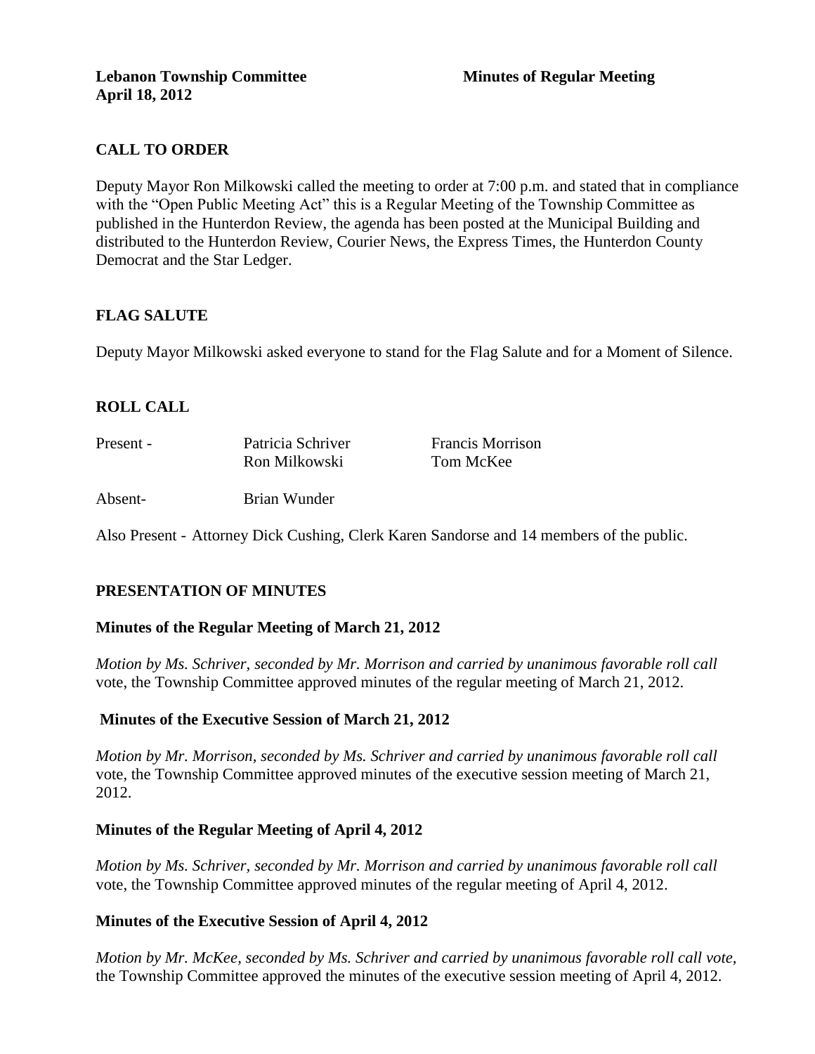**Lebanon Township Committee** **Minutes of Regular Meeting**
**April 18, 2012**

## CALL TO ORDER

Deputy Mayor Ron Milkowski called the meeting to order at 7:00 p.m. and stated that in compliance with the "Open Public Meeting Act" this is a Regular Meeting of the Township Committee as published in the Hunterdon Review, the agenda has been posted at the Municipal Building and distributed to the Hunterdon Review, Courier News, the Express Times, the Hunterdon County Democrat and the Star Ledger.

## FLAG SALUTE

Deputy Mayor Milkowski asked everyone to stand for the Flag Salute and for a Moment of Silence.

## ROLL CALL

| | | |
|---|---|---|
| Present - | Patricia Schriver | Francis Morrison |
| | Ron Milkowski | Tom McKee |
| Absent- | Brian Wunder | |

Also Present - Attorney Dick Cushing, Clerk Karen Sandorse and 14 members of the public.

## PRESENTATION OF MINUTES

### Minutes of the Regular Meeting of March 21, 2012

*Motion by Ms. Schriver, seconded by Mr. Morrison and carried by unanimous favorable roll call* vote, the Township Committee approved minutes of the regular meeting of March 21, 2012.

### Minutes of the Executive Session of March 21, 2012

*Motion by Mr. Morrison, seconded by Ms. Schriver and carried by unanimous favorable roll call* vote, the Township Committee approved minutes of the executive session meeting of March 21, 2012.

### Minutes of the Regular Meeting of April 4, 2012

*Motion by Ms. Schriver, seconded by Mr. Morrison and carried by unanimous favorable roll call* vote, the Township Committee approved minutes of the regular meeting of April 4, 2012.

### Minutes of the Executive Session of April 4, 2012

*Motion by Mr. McKee, seconded by Ms. Schriver and carried by unanimous favorable roll call vote,* the Township Committee approved the minutes of the executive session meeting of April 4, 2012.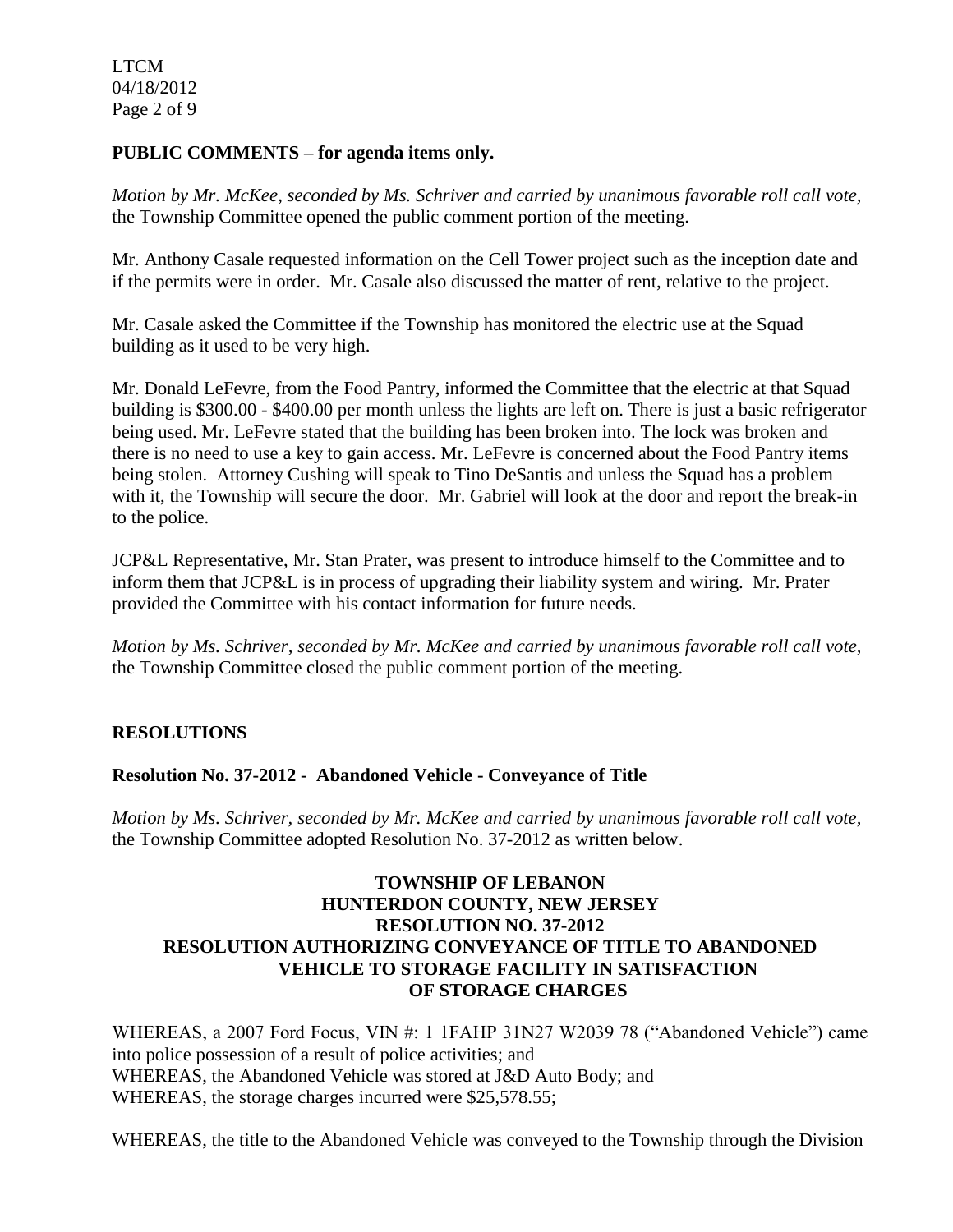## PUBLIC COMMENTS – for agenda items only.

*Motion by Mr. McKee, seconded by Ms. Schriver and carried by unanimous favorable roll call vote,* the Township Committee opened the public comment portion of the meeting.

Mr. Anthony Casale requested information on the Cell Tower project such as the inception date and if the permits were in order. Mr. Casale also discussed the matter of rent, relative to the project.

Mr. Casale asked the Committee if the Township has monitored the electric use at the Squad building as it used to be very high.

Mr. Donald LeFevre, from the Food Pantry, informed the Committee that the electric at that Squad building is $300.00 - $400.00 per month unless the lights are left on. There is just a basic refrigerator being used. Mr. LeFevre stated that the building has been broken into. The lock was broken and there is no need to use a key to gain access. Mr. LeFevre is concerned about the Food Pantry items being stolen. Attorney Cushing will speak to Tino DeSantis and unless the Squad has a problem with it, the Township will secure the door. Mr. Gabriel will look at the door and report the break-in to the police.

JCP&L Representative, Mr. Stan Prater, was present to introduce himself to the Committee and to inform them that JCP&L is in process of upgrading their liability system and wiring. Mr. Prater provided the Committee with his contact information for future needs.

*Motion by Ms. Schriver, seconded by Mr. McKee and carried by unanimous favorable roll call vote,* the Township Committee closed the public comment portion of the meeting.

## RESOLUTIONS

### Resolution No. 37-2012 - Abandoned Vehicle - Conveyance of Title

*Motion by Ms. Schriver, seconded by Mr. McKee and carried by unanimous favorable roll call vote,* the Township Committee adopted Resolution No. 37-2012 as written below.

**TOWNSHIP OF LEBANON**
**HUNTERDON COUNTY, NEW JERSEY**
**RESOLUTION NO. 37-2012**
**RESOLUTION AUTHORIZING CONVEYANCE OF TITLE TO ABANDONED VEHICLE TO STORAGE FACILITY IN SATISFACTION OF STORAGE CHARGES**

WHEREAS, a 2007 Ford Focus, VIN #: 1 1FAHP 31N27 W2039 78 ("Abandoned Vehicle") came into police possession of a result of police activities; and
WHEREAS, the Abandoned Vehicle was stored at J&D Auto Body; and
WHEREAS, the storage charges incurred were $25,578.55;

WHEREAS, the title to the Abandoned Vehicle was conveyed to the Township through the Division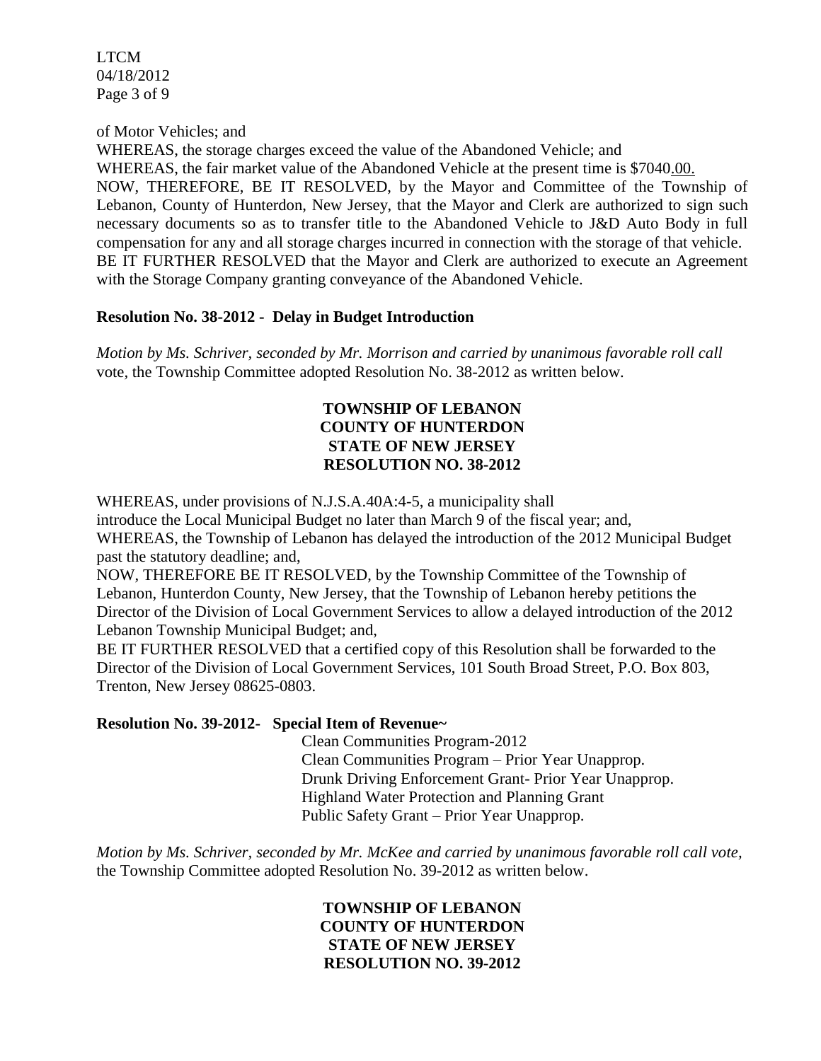of Motor Vehicles; and

WHEREAS, the storage charges exceed the value of the Abandoned Vehicle; and

WHEREAS, the fair market value of the Abandoned Vehicle at the present time is $7040.00.

NOW, THEREFORE, BE IT RESOLVED, by the Mayor and Committee of the Township of Lebanon, County of Hunterdon, New Jersey, that the Mayor and Clerk are authorized to sign such necessary documents so as to transfer title to the Abandoned Vehicle to J&D Auto Body in full compensation for any and all storage charges incurred in connection with the storage of that vehicle.

BE IT FURTHER RESOLVED that the Mayor and Clerk are authorized to execute an Agreement with the Storage Company granting conveyance of the Abandoned Vehicle.

**Resolution No. 38-2012 - Delay in Budget Introduction**

*Motion by Ms. Schriver, seconded by Mr. Morrison and carried by unanimous favorable roll call* vote, the Township Committee adopted Resolution No. 38-2012 as written below.

**TOWNSHIP OF LEBANON**
**COUNTY OF HUNTERDON**
**STATE OF NEW JERSEY**
**RESOLUTION NO. 38-2012**

WHEREAS, under provisions of N.J.S.A.40A:4-5, a municipality shall introduce the Local Municipal Budget no later than March 9 of the fiscal year; and,

WHEREAS, the Township of Lebanon has delayed the introduction of the 2012 Municipal Budget past the statutory deadline; and,

NOW, THEREFORE BE IT RESOLVED, by the Township Committee of the Township of Lebanon, Hunterdon County, New Jersey, that the Township of Lebanon hereby petitions the Director of the Division of Local Government Services to allow a delayed introduction of the 2012 Lebanon Township Municipal Budget; and,

BE IT FURTHER RESOLVED that a certified copy of this Resolution shall be forwarded to the Director of the Division of Local Government Services, 101 South Broad Street, P.O. Box 803, Trenton, New Jersey 08625-0803.

**Resolution No. 39-2012- Special Item of Revenue~**

Clean Communities Program-2012
Clean Communities Program – Prior Year Unapprop.
Drunk Driving Enforcement Grant- Prior Year Unapprop.
Highland Water Protection and Planning Grant
Public Safety Grant – Prior Year Unapprop.

*Motion by Ms. Schriver, seconded by Mr. McKee and carried by unanimous favorable roll call vote,* the Township Committee adopted Resolution No. 39-2012 as written below.

**TOWNSHIP OF LEBANON**
**COUNTY OF HUNTERDON**
**STATE OF NEW JERSEY**
**RESOLUTION NO. 39-2012**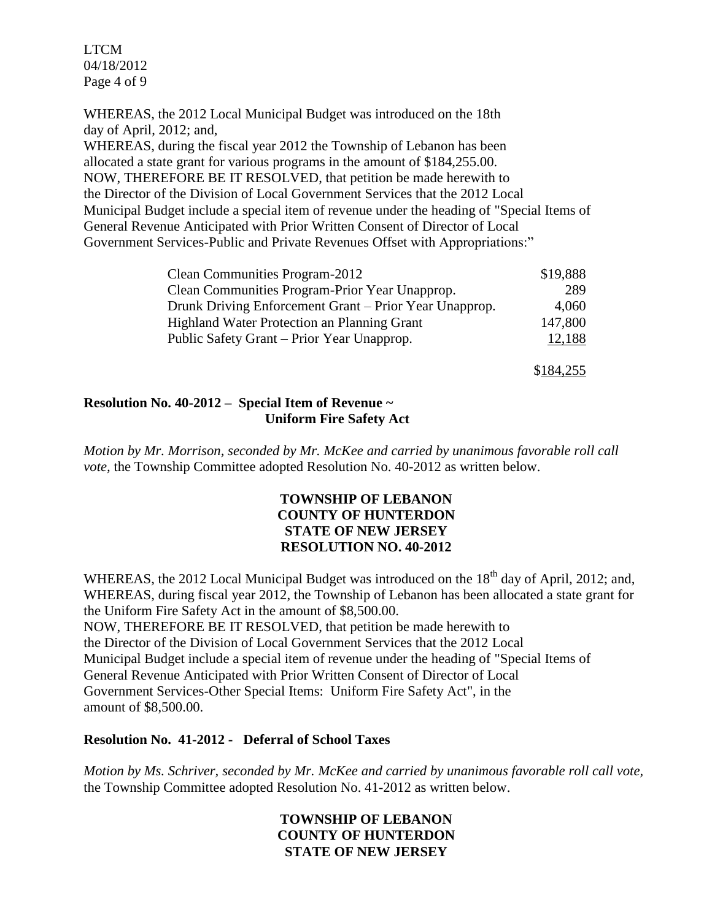WHEREAS, the 2012 Local Municipal Budget was introduced on the 18th day of April, 2012; and,
WHEREAS, during the fiscal year 2012 the Township of Lebanon has been allocated a state grant for various programs in the amount of \$184,255.00.
NOW, THEREFORE BE IT RESOLVED, that petition be made herewith to the Director of the Division of Local Government Services that the 2012 Local Municipal Budget include a special item of revenue under the heading of "Special Items of General Revenue Anticipated with Prior Written Consent of Director of Local Government Services-Public and Private Revenues Offset with Appropriations:"

| | |
|---|---|
| Clean Communities Program-2012 | \$19,888 |
| Clean Communities Program-Prior Year Unapprop. | 289 |
| Drunk Driving Enforcement Grant – Prior Year Unapprop. | 4,060 |
| Highland Water Protection an Planning Grant | 147,800 |
| Public Safety Grant – Prior Year Unapprop. | 12,188 |
| | \$184,255 |

**Resolution No. 40-2012 – Special Item of Revenue ~ Uniform Fire Safety Act**

*Motion by Mr. Morrison, seconded by Mr. McKee and carried by unanimous favorable roll call vote,* the Township Committee adopted Resolution No. 40-2012 as written below.

**TOWNSHIP OF LEBANON**
**COUNTY OF HUNTERDON**
**STATE OF NEW JERSEY**
**RESOLUTION NO. 40-2012**

WHEREAS, the 2012 Local Municipal Budget was introduced on the 18th day of April, 2012; and,
WHEREAS, during fiscal year 2012, the Township of Lebanon has been allocated a state grant for the Uniform Fire Safety Act in the amount of \$8,500.00.
NOW, THEREFORE BE IT RESOLVED, that petition be made herewith to the Director of the Division of Local Government Services that the 2012 Local Municipal Budget include a special item of revenue under the heading of "Special Items of General Revenue Anticipated with Prior Written Consent of Director of Local Government Services-Other Special Items: Uniform Fire Safety Act", in the amount of \$8,500.00.

**Resolution No. 41-2012 - Deferral of School Taxes**

*Motion by Ms. Schriver, seconded by Mr. McKee and carried by unanimous favorable roll call vote,* the Township Committee adopted Resolution No. 41-2012 as written below.

**TOWNSHIP OF LEBANON**
**COUNTY OF HUNTERDON**
**STATE OF NEW JERSEY**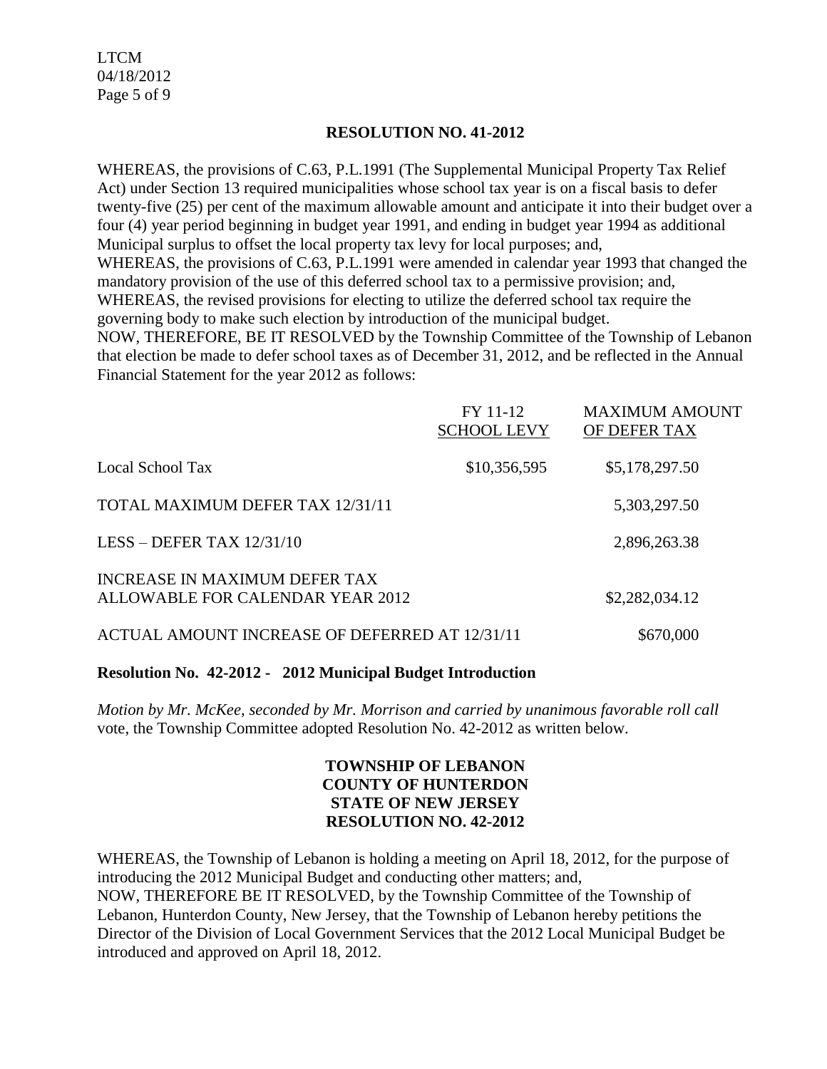## RESOLUTION NO. 41-2012

WHEREAS, the provisions of C.63, P.L.1991 (The Supplemental Municipal Property Tax Relief Act) under Section 13 required municipalities whose school tax year is on a fiscal basis to defer twenty-five (25) per cent of the maximum allowable amount and anticipate it into their budget over a four (4) year period beginning in budget year 1991, and ending in budget year 1994 as additional Municipal surplus to offset the local property tax levy for local purposes; and,
WHEREAS, the provisions of C.63, P.L.1991 were amended in calendar year 1993 that changed the mandatory provision of the use of this deferred school tax to a permissive provision; and,
WHEREAS, the revised provisions for electing to utilize the deferred school tax require the governing body to make such election by introduction of the municipal budget.
NOW, THEREFORE, BE IT RESOLVED by the Township Committee of the Township of Lebanon that election be made to defer school taxes as of December 31, 2012, and be reflected in the Annual Financial Statement for the year 2012 as follows:

| | FY 11-12 SCHOOL LEVY | MAXIMUM AMOUNT OF DEFER TAX |
|---|---|---|
| Local School Tax | \$10,356,595 | \$5,178,297.50 |
| TOTAL MAXIMUM DEFER TAX 12/31/11 | | 5,303,297.50 |
| LESS – DEFER TAX 12/31/10 | | 2,896,263.38 |
| INCREASE IN MAXIMUM DEFER TAX ALLOWABLE FOR CALENDAR YEAR 2012 | | \$2,282,034.12 |
| ACTUAL AMOUNT INCREASE OF DEFERRED AT 12/31/11 | | \$670,000 |

**Resolution No. 42-2012 - 2012 Municipal Budget Introduction**

*Motion by Mr. McKee, seconded by Mr. Morrison and carried by unanimous favorable roll call* vote, the Township Committee adopted Resolution No. 42-2012 as written below.

**TOWNSHIP OF LEBANON**
**COUNTY OF HUNTERDON**
**STATE OF NEW JERSEY**
**RESOLUTION NO. 42-2012**

WHEREAS, the Township of Lebanon is holding a meeting on April 18, 2012, for the purpose of introducing the 2012 Municipal Budget and conducting other matters; and,
NOW, THEREFORE BE IT RESOLVED, by the Township Committee of the Township of Lebanon, Hunterdon County, New Jersey, that the Township of Lebanon hereby petitions the Director of the Division of Local Government Services that the 2012 Local Municipal Budget be introduced and approved on April 18, 2012.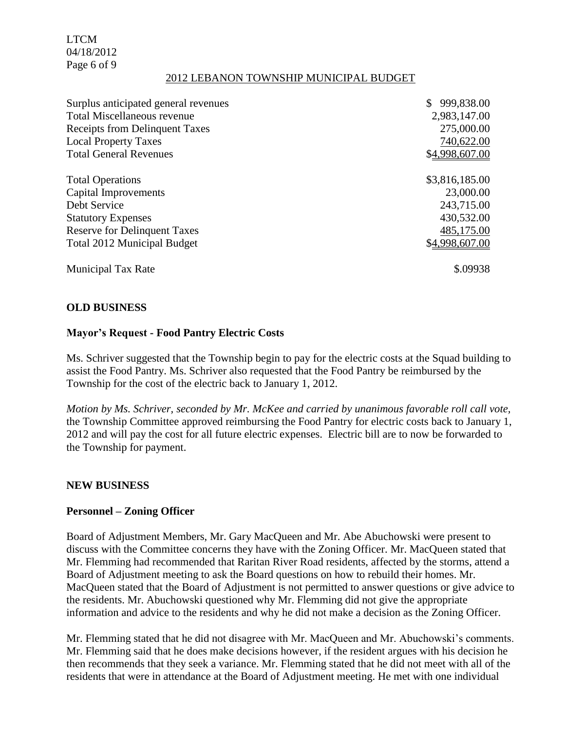## 2012 LEBANON TOWNSHIP MUNICIPAL BUDGET

| | |
|---|---|
| Surplus anticipated general revenues | $ 999,838.00 |
| Total Miscellaneous revenue | 2,983,147.00 |
| Receipts from Delinquent Taxes | 275,000.00 |
| Local Property Taxes | 740,622.00 |
| Total General Revenues | $4,998,607.00 |
| | |
| Total Operations | $3,816,185.00 |
| Capital Improvements | 23,000.00 |
| Debt Service | 243,715.00 |
| Statutory Expenses | 430,532.00 |
| Reserve for Delinquent Taxes | 485,175.00 |
| Total 2012 Municipal Budget | $4,998,607.00 |
| | |
| Municipal Tax Rate | $.09938 |

## OLD BUSINESS

### Mayor's Request - Food Pantry Electric Costs

Ms. Schriver suggested that the Township begin to pay for the electric costs at the Squad building to assist the Food Pantry. Ms. Schriver also requested that the Food Pantry be reimbursed by the Township for the cost of the electric back to January 1, 2012.

*Motion by Ms. Schriver, seconded by Mr. McKee and carried by unanimous favorable roll call vote,* the Township Committee approved reimbursing the Food Pantry for electric costs back to January 1, 2012 and will pay the cost for all future electric expenses. Electric bill are to now be forwarded to the Township for payment.

## NEW BUSINESS

### Personnel – Zoning Officer

Board of Adjustment Members, Mr. Gary MacQueen and Mr. Abe Abuchowski were present to discuss with the Committee concerns they have with the Zoning Officer. Mr. MacQueen stated that Mr. Flemming had recommended that Raritan River Road residents, affected by the storms, attend a Board of Adjustment meeting to ask the Board questions on how to rebuild their homes. Mr. MacQueen stated that the Board of Adjustment is not permitted to answer questions or give advice to the residents. Mr. Abuchowski questioned why Mr. Flemming did not give the appropriate information and advice to the residents and why he did not make a decision as the Zoning Officer.

Mr. Flemming stated that he did not disagree with Mr. MacQueen and Mr. Abuchowski's comments. Mr. Flemming said that he does make decisions however, if the resident argues with his decision he then recommends that they seek a variance. Mr. Flemming stated that he did not meet with all of the residents that were in attendance at the Board of Adjustment meeting. He met with one individual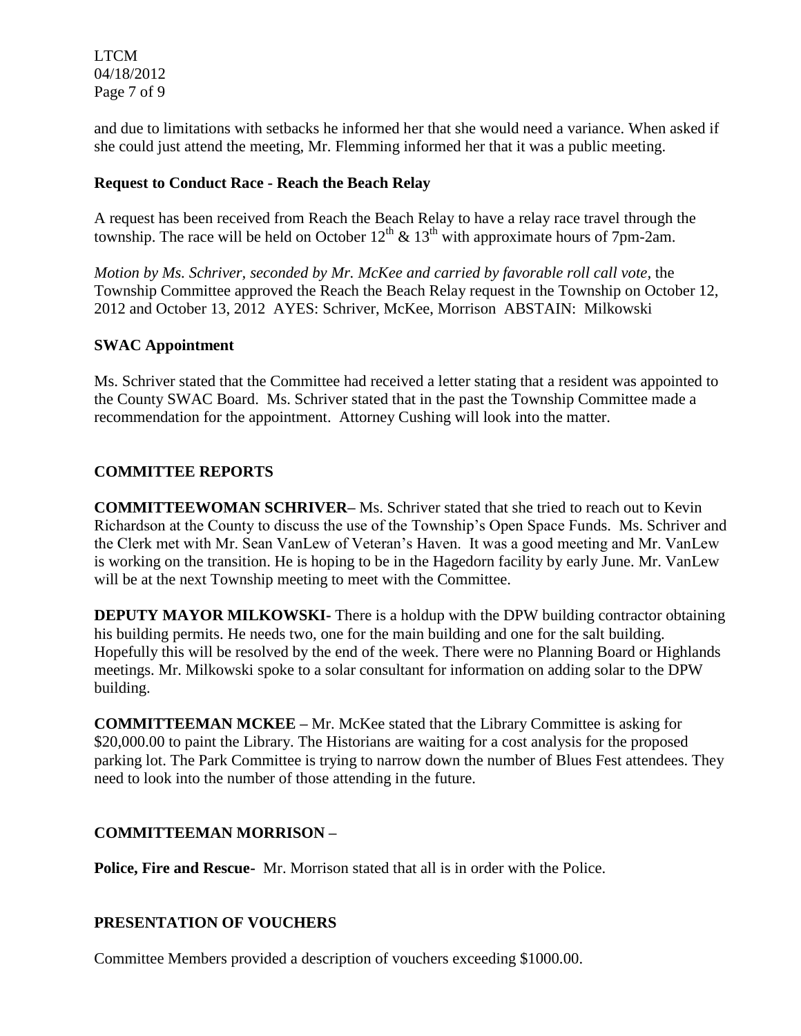and due to limitations with setbacks he informed her that she would need a variance. When asked if she could just attend the meeting, Mr. Flemming informed her that it was a public meeting.

**Request to Conduct Race - Reach the Beach Relay**

A request has been received from Reach the Beach Relay to have a relay race travel through the township. The race will be held on October 12th & 13th with approximate hours of 7pm-2am.

*Motion by Ms. Schriver, seconded by Mr. McKee and carried by favorable roll call vote*, the Township Committee approved the Reach the Beach Relay request in the Township on October 12, 2012 and October 13, 2012 AYES: Schriver, McKee, Morrison ABSTAIN: Milkowski

**SWAC Appointment**

Ms. Schriver stated that the Committee had received a letter stating that a resident was appointed to the County SWAC Board. Ms. Schriver stated that in the past the Township Committee made a recommendation for the appointment. Attorney Cushing will look into the matter.

**COMMITTEE REPORTS**

**COMMITTEEWOMAN SCHRIVER–** Ms. Schriver stated that she tried to reach out to Kevin Richardson at the County to discuss the use of the Township's Open Space Funds. Ms. Schriver and the Clerk met with Mr. Sean VanLew of Veteran's Haven. It was a good meeting and Mr. VanLew is working on the transition. He is hoping to be in the Hagedorn facility by early June. Mr. VanLew will be at the next Township meeting to meet with the Committee.

**DEPUTY MAYOR MILKOWSKI-** There is a holdup with the DPW building contractor obtaining his building permits. He needs two, one for the main building and one for the salt building. Hopefully this will be resolved by the end of the week. There were no Planning Board or Highlands meetings. Mr. Milkowski spoke to a solar consultant for information on adding solar to the DPW building.

**COMMITTEEMAN MCKEE –** Mr. McKee stated that the Library Committee is asking for \$20,000.00 to paint the Library. The Historians are waiting for a cost analysis for the proposed parking lot. The Park Committee is trying to narrow down the number of Blues Fest attendees. They need to look into the number of those attending in the future.

**COMMITTEEMAN MORRISON –**

**Police, Fire and Rescue-** Mr. Morrison stated that all is in order with the Police.

**PRESENTATION OF VOUCHERS**

Committee Members provided a description of vouchers exceeding \$1000.00.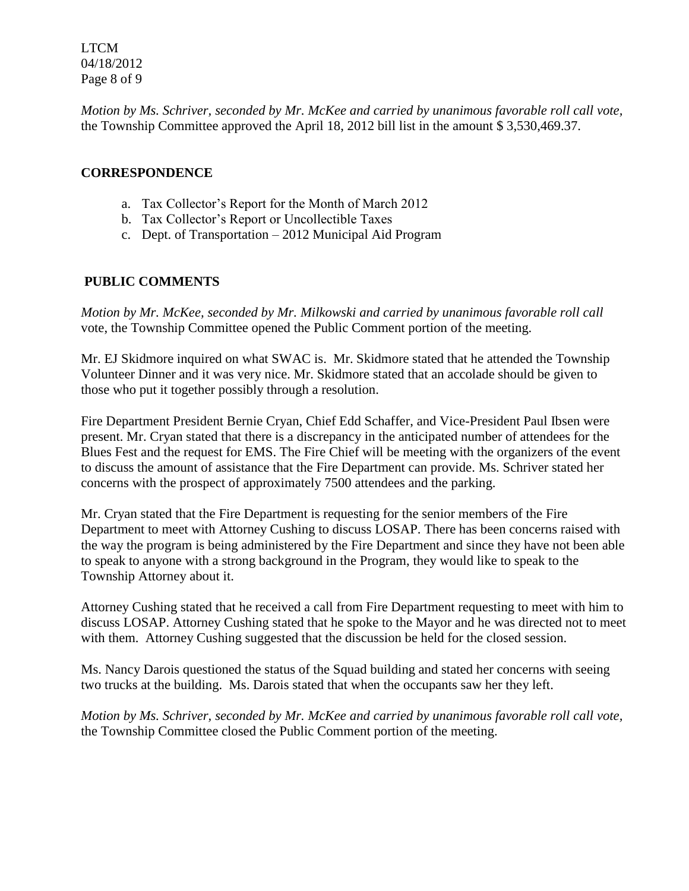*Motion by Ms. Schriver, seconded by Mr. McKee and carried by unanimous favorable roll call vote,* the Township Committee approved the April 18, 2012 bill list in the amount $ 3,530,469.37.

## CORRESPONDENCE

a. Tax Collector's Report for the Month of March 2012
b. Tax Collector's Report or Uncollectible Taxes
c. Dept. of Transportation – 2012 Municipal Aid Program

## PUBLIC COMMENTS

*Motion by Mr. McKee, seconded by Mr. Milkowski and carried by unanimous favorable roll call* vote, the Township Committee opened the Public Comment portion of the meeting.

Mr. EJ Skidmore inquired on what SWAC is. Mr. Skidmore stated that he attended the Township Volunteer Dinner and it was very nice. Mr. Skidmore stated that an accolade should be given to those who put it together possibly through a resolution.

Fire Department President Bernie Cryan, Chief Edd Schaffer, and Vice-President Paul Ibsen were present. Mr. Cryan stated that there is a discrepancy in the anticipated number of attendees for the Blues Fest and the request for EMS. The Fire Chief will be meeting with the organizers of the event to discuss the amount of assistance that the Fire Department can provide. Ms. Schriver stated her concerns with the prospect of approximately 7500 attendees and the parking.

Mr. Cryan stated that the Fire Department is requesting for the senior members of the Fire Department to meet with Attorney Cushing to discuss LOSAP. There has been concerns raised with the way the program is being administered by the Fire Department and since they have not been able to speak to anyone with a strong background in the Program, they would like to speak to the Township Attorney about it.

Attorney Cushing stated that he received a call from Fire Department requesting to meet with him to discuss LOSAP. Attorney Cushing stated that he spoke to the Mayor and he was directed not to meet with them. Attorney Cushing suggested that the discussion be held for the closed session.

Ms. Nancy Darois questioned the status of the Squad building and stated her concerns with seeing two trucks at the building. Ms. Darois stated that when the occupants saw her they left.

*Motion by Ms. Schriver, seconded by Mr. McKee and carried by unanimous favorable roll call vote,* the Township Committee closed the Public Comment portion of the meeting.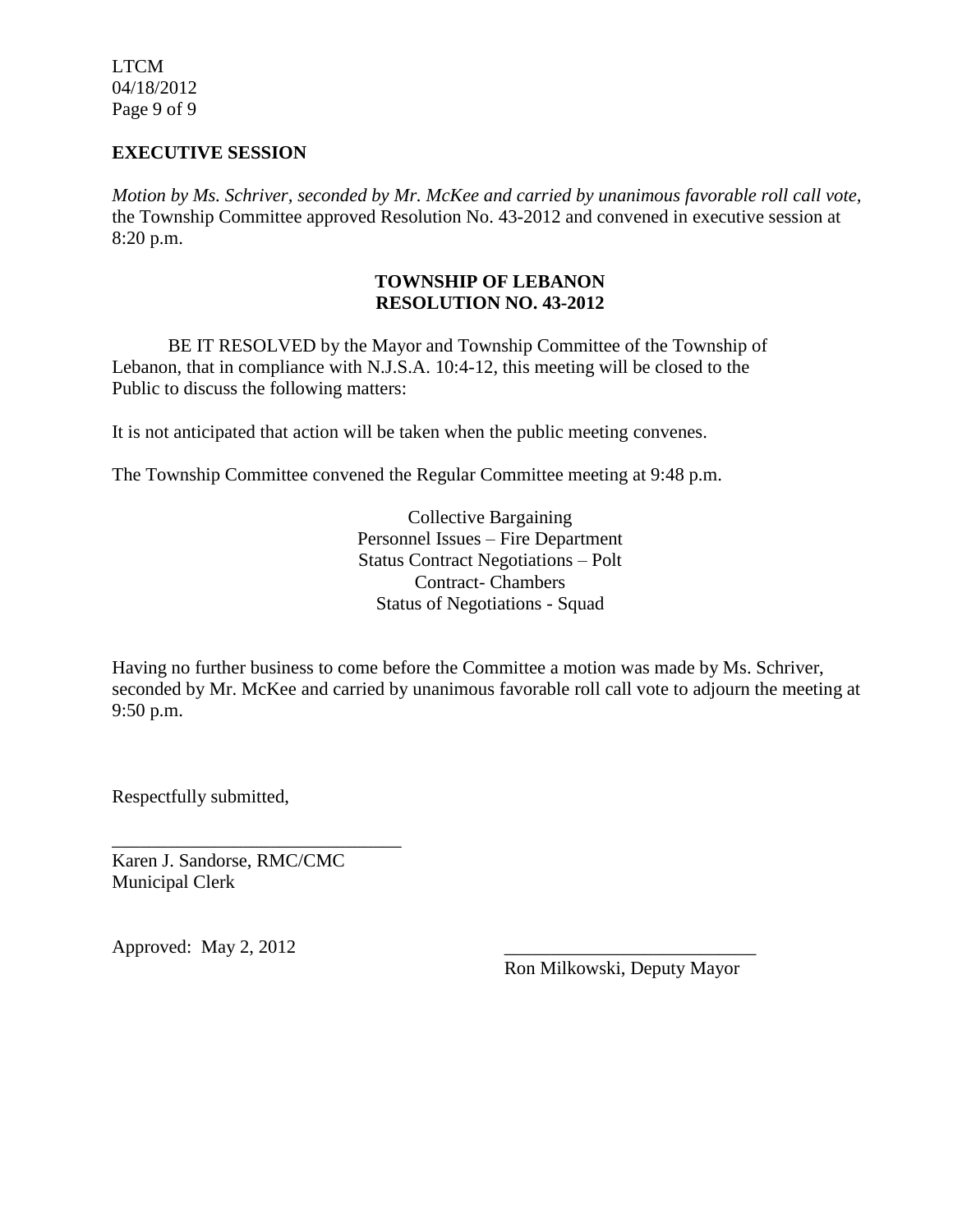## EXECUTIVE SESSION

*Motion by Ms. Schriver, seconded by Mr. McKee and carried by unanimous favorable roll call vote,* the Township Committee approved Resolution No. 43-2012 and convened in executive session at 8:20 p.m.

**TOWNSHIP OF LEBANON**
**RESOLUTION NO. 43-2012**

BE IT RESOLVED by the Mayor and Township Committee of the Township of Lebanon, that in compliance with N.J.S.A. 10:4-12, this meeting will be closed to the Public to discuss the following matters:

It is not anticipated that action will be taken when the public meeting convenes.

The Township Committee convened the Regular Committee meeting at 9:48 p.m.

Collective Bargaining
Personnel Issues – Fire Department
Status Contract Negotiations – Polt
Contract- Chambers
Status of Negotiations - Squad

Having no further business to come before the Committee a motion was made by Ms. Schriver, seconded by Mr. McKee and carried by unanimous favorable roll call vote to adjourn the meeting at 9:50 p.m.

Respectfully submitted,

\_\_\_\_\_\_\_\_\_\_\_\_\_\_\_\_\_\_\_\_\_\_\_\_\_\_\_\_\_\_
Karen J. Sandorse, RMC/CMC
Municipal Clerk

Approved: May 2, 2012

\_\_\_\_\_\_\_\_\_\_\_\_\_\_\_\_\_\_\_\_\_\_\_\_\_\_
Ron Milkowski, Deputy Mayor